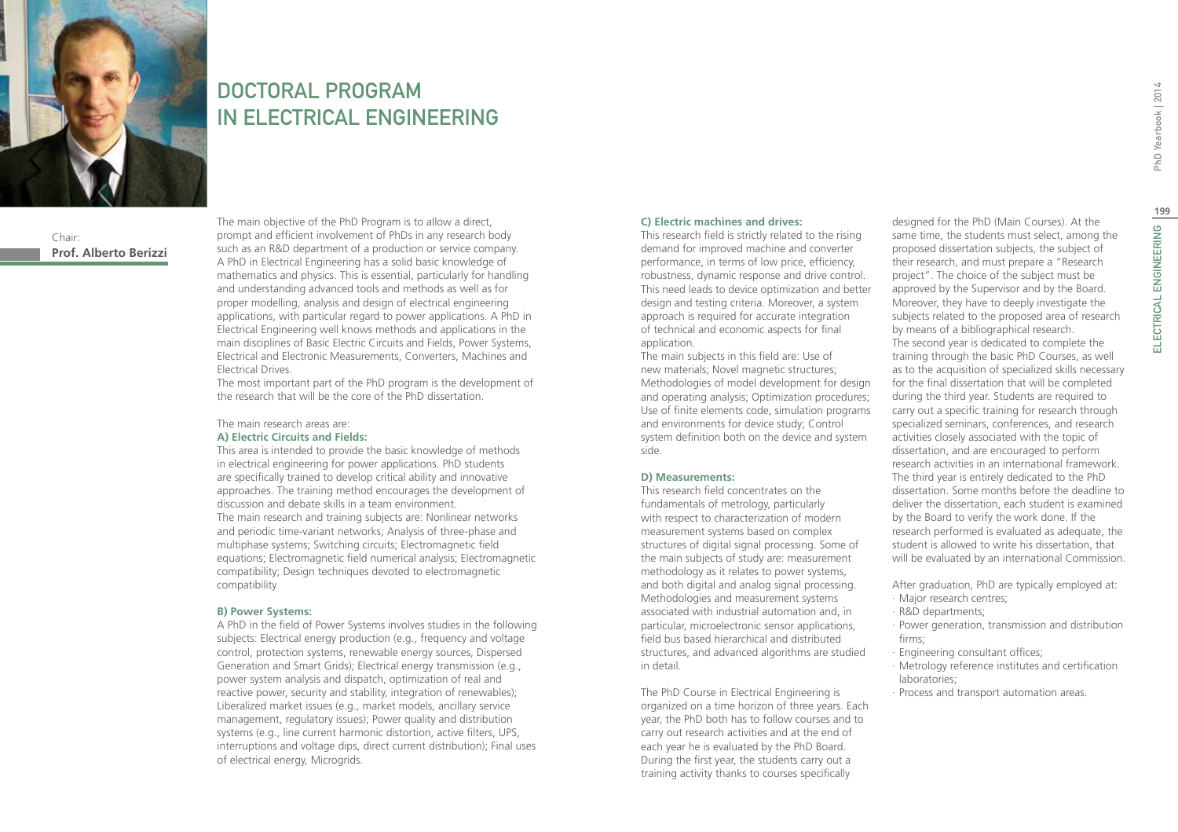# DOCTORAL PROGRAM IN ELECTRICAL ENGINEERING

Chair:
**Prof. Alberto Berizzi**

The main objective of the PhD Program is to allow a direct, prompt and efficient involvement of PhDs in any research body such as an R&D department of a production or service company. A PhD in Electrical Engineering has a solid basic knowledge of mathematics and physics. This is essential, particularly for handling and understanding advanced tools and methods as well as for proper modelling, analysis and design of electrical engineering applications, with particular regard to power applications. A PhD in Electrical Engineering well knows methods and applications in the main disciplines of Basic Electric Circuits and Fields, Power Systems, Electrical and Electronic Measurements, Converters, Machines and Electrical Drives.

The most important part of the PhD program is the development of the research that will be the core of the PhD dissertation.

The main research areas are:

**A) Electric Circuits and Fields:**

This area is intended to provide the basic knowledge of methods in electrical engineering for power applications. PhD students are specifically trained to develop critical ability and innovative approaches. The training method encourages the development of discussion and debate skills in a team environment.

The main research and training subjects are: Nonlinear networks and periodic time-variant networks; Analysis of three-phase and multiphase systems; Switching circuits; Electromagnetic field equations; Electromagnetic field numerical analysis; Electromagnetic compatibility; Design techniques devoted to electromagnetic compatibility

**B) Power Systems:**

A PhD in the field of Power Systems involves studies in the following subjects: Electrical energy production (e.g., frequency and voltage control, protection systems, renewable energy sources, Dispersed Generation and Smart Grids); Electrical energy transmission (e.g., power system analysis and dispatch, optimization of real and reactive power, security and stability, integration of renewables); Liberalized market issues (e.g., market models, ancillary service management, regulatory issues); Power quality and distribution systems (e.g., line current harmonic distortion, active filters, UPS, interruptions and voltage dips, direct current distribution); Final uses of electrical energy, Microgrids.

**C) Electric machines and drives:**

This research field is strictly related to the rising demand for improved machine and converter performance, in terms of low price, efficiency, robustness, dynamic response and drive control. This need leads to device optimization and better design and testing criteria. Moreover, a system approach is required for accurate integration of technical and economic aspects for final application.

The main subjects in this field are: Use of new materials; Novel magnetic structures; Methodologies of model development for design and operating analysis; Optimization procedures; Use of finite elements code, simulation programs and environments for device study; Control system definition both on the device and system side.

**D) Measurements:**

This research field concentrates on the fundamentals of metrology, particularly with respect to characterization of modern measurement systems based on complex structures of digital signal processing. Some of the main subjects of study are: measurement methodology as it relates to power systems, and both digital and analog signal processing. Methodologies and measurement systems associated with industrial automation and, in particular, microelectronic sensor applications, field bus based hierarchical and distributed structures, and advanced algorithms are studied in detail.

The PhD Course in Electrical Engineering is organized on a time horizon of three years. Each year, the PhD both has to follow courses and to carry out research activities and at the end of each year he is evaluated by the PhD Board. During the first year, the students carry out a training activity thanks to courses specifically designed for the PhD (Main Courses). At the same time, the students must select, among the proposed dissertation subjects, the subject of their research, and must prepare a "Research project". The choice of the subject must be approved by the Supervisor and by the Board. Moreover, they have to deeply investigate the subjects related to the proposed area of research by means of a bibliographical research.

The second year is dedicated to complete the training through the basic PhD Courses, as well as to the acquisition of specialized skills necessary for the final dissertation that will be completed during the third year. Students are required to carry out a specific training for research through specialized seminars, conferences, and research activities closely associated with the topic of dissertation, and are encouraged to perform research activities in an international framework.

The third year is entirely dedicated to the PhD dissertation. Some months before the deadline to deliver the dissertation, each student is examined by the Board to verify the work done. If the research performed is evaluated as adequate, the student is allowed to write his dissertation, that will be evaluated by an international Commission.

After graduation, PhD are typically employed at:

- Major research centres;
- R&D departments;
- Power generation, transmission and distribution firms;
- Engineering consultant offices;
- Metrology reference institutes and certification laboratories;
- Process and transport automation areas.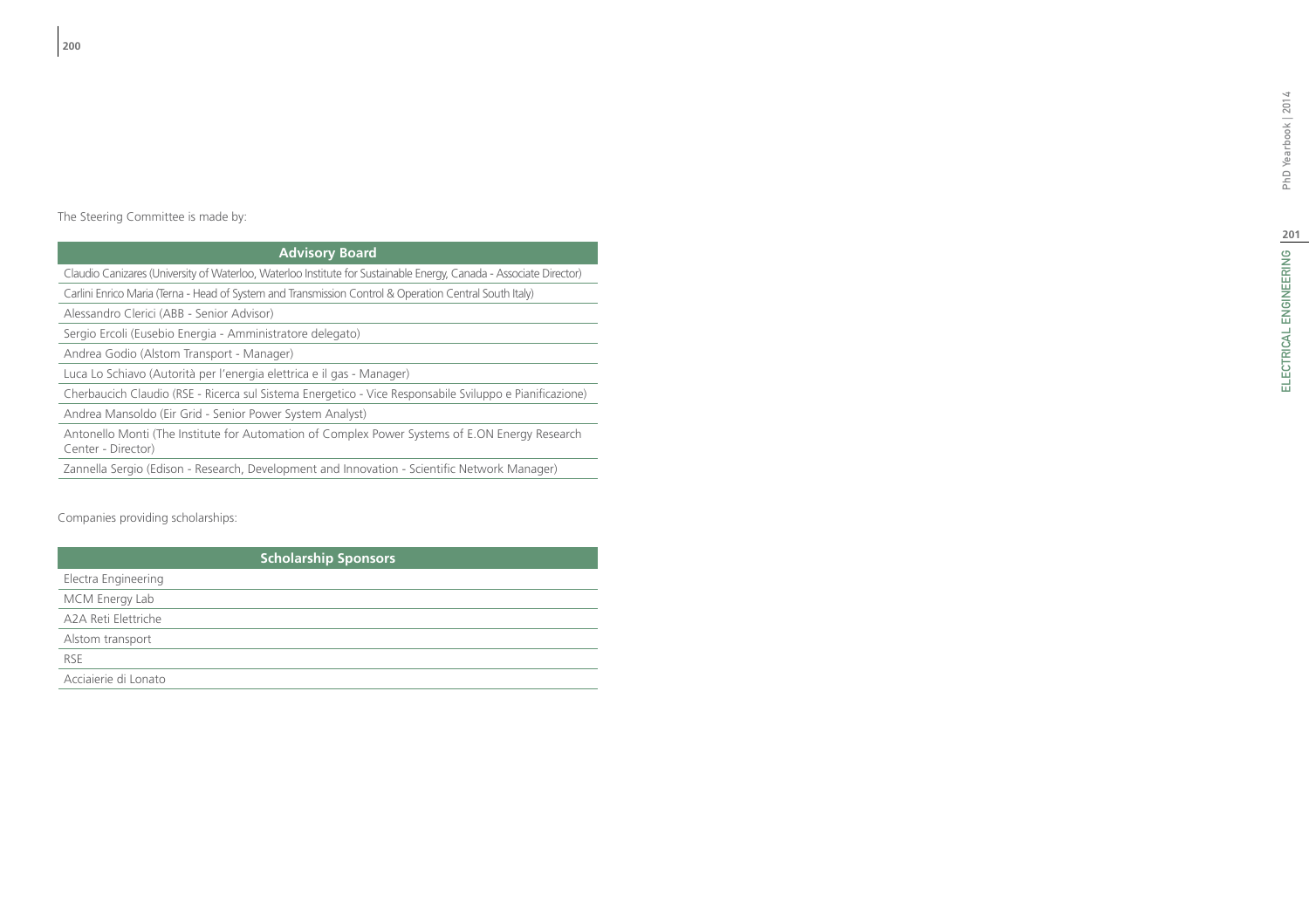The Steering Committee is made by:

| Advisory Board |
|---|
| Claudio Canizares (University of Waterloo, Waterloo Institute for Sustainable Energy, Canada - Associate Director) |
| Carlini Enrico Maria (Terna - Head of System and Transmission Control & Operation Central South Italy) |
| Alessandro Clerici (ABB - Senior Advisor) |
| Sergio Ercoli (Eusebio Energia - Amministratore delegato) |
| Andrea Godio (Alstom Transport - Manager) |
| Luca Lo Schiavo (Autorità per l'energia elettrica e il gas - Manager) |
| Cherbaucich Claudio (RSE - Ricerca sul Sistema Energetico - Vice Responsabile Sviluppo e Pianificazione) |
| Andrea Mansoldo (Eir Grid - Senior Power System Analyst) |
| Antonello Monti (The Institute for Automation of Complex Power Systems of E.ON Energy Research Center - Director) |
| Zannella Sergio (Edison - Research, Development and Innovation - Scientific Network Manager) |

Companies providing scholarships:

| Scholarship Sponsors |
|---|
| Electra Engineering |
| MCM Energy Lab |
| A2A Reti Elettriche |
| Alstom transport |
| RSE |
| Acciaierie di Lonato |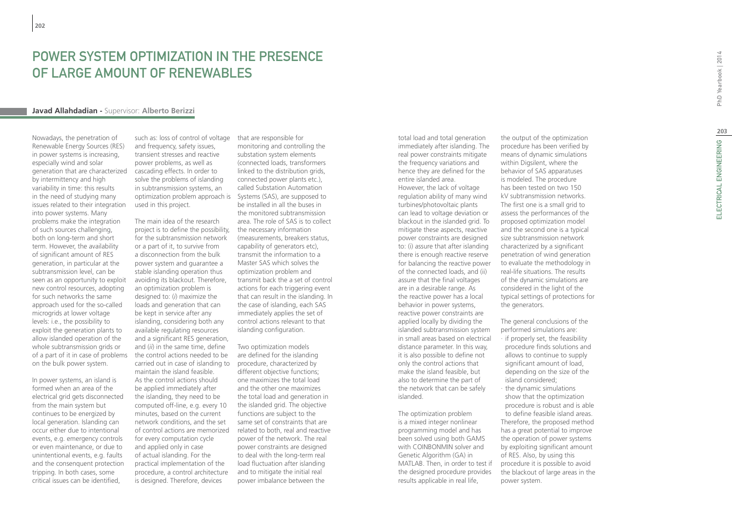# POWER SYSTEM OPTIMIZATION IN THE PRESENCE OF LARGE AMOUNT OF RENEWABLES

**Javad Allahdadian** - Supervisor: **Alberto Berizzi**

Nowadays, the penetration of Renewable Energy Sources (RES) in power systems is increasing, especially wind and solar generation that are characterized by intermittency and high variability in time: this results in the need of studying many issues related to their integration into power systems. Many problems make the integration of such sources challenging, both on long-term and short term. However, the availability of significant amount of RES generation, in particular at the subtransmission level, can be seen as an opportunity to exploit new control resources, adopting for such networks the same approach used for the so-called microgrids at lower voltage levels: i.e., the possibility to exploit the generation plants to allow islanded operation of the whole subtransmission grids or of a part of it in case of problems on the bulk power system.

In power systems, an island is formed when an area of the electrical grid gets disconnected from the main system but continues to be energized by local generation. Islanding can occur either due to intentional events, e.g. emergency controls or even maintenance, or due to unintentional events, e.g. faults and the consenquent protection tripping. In both cases, some critical issues can be identified, such as: loss of control of voltage and frequency, safety issues, transient stresses and reactive power problems, as well as cascading effects. In order to solve the problems of islanding in subtransmission systems, an optimization problem approach is used in this project.

The main idea of the research project is to define the possibility, for the subtransmission network or a part of it, to survive from a disconnection from the bulk power system and guarantee a stable islanding operation thus avoiding its blackout. Therefore, an optimization problem is designed to: (*i*) maximize the loads and generation that can be kept in service after any islanding, considering both any available regulating resources and a significant RES generation, and (*ii*) in the same time, define the control actions needed to be carried out in case of islanding to maintain the island feasible. As the control actions should be applied immediately after the islanding, they need to be computed off-line, e.g. every 10 minutes, based on the current network conditions, and the set of control actions are memorized for every computation cycle and applied only in case of actual islanding. For the practical implementation of the procedure, a control architecture is designed. Therefore, devices that are responsible for monitoring and controlling the substation system elements (connected loads, transformers linked to the distribution grids, connected power plants etc.), called Substation Automation Systems (SAS), are supposed to be installed in all the buses in the monitored subtransmission area. The role of SAS is to collect the necessary information (measurements, breakers status, capability of generators etc), transmit the information to a Master SAS which solves the optimization problem and transmit back the a set of control actions for each triggering event that can result in the islanding. In the case of islanding, each SAS immediately applies the set of control actions relevant to that islanding configuration.

Two optimization models are defined for the islanding procedure, characterized by different objective functions; one maximizes the total load and the other one maximizes the total load and generation in the islanded grid. The objective functions are subject to the same set of constraints that are related to both, real and reactive power of the network. The real power constraints are designed to deal with the long-term real load fluctuation after islanding and to mitigate the initial real power imbalance between the total load and total generation immediately after islanding. The real power constraints mitigate the frequency variations and hence they are defined for the entire islanded area.
However, the lack of voltage regulation ability of many wind turbines/photovoltaic plants can lead to voltage deviation or blackout in the islanded grid. To mitigate these aspects, reactive power constraints are designed to: (i) assure that after islanding there is enough reactive reserve for balancing the reactive power of the connected loads, and (ii) assure that the final voltages are in a desirable range. As the reactive power has a local behavior in power systems, reactive power constraints are applied locally by dividing the islanded subtransmission system in small areas based on electrical distance parameter. In this way, it is also possible to define not only the control actions that make the island feasible, but also to determine the part of the network that can be safely islanded.

The optimization problem is a mixed integer nonlinear programming model and has been solved using both GAMS with COINBONMIN solver and Genetic Algorithm (GA) in MATLAB. Then, in order to test if the designed procedure provides results applicable in real life, the output of the optimization procedure has been verified by means of dynamic simulations within Digsilent, where the behavior of SAS apparatuses is modeled. The procedure has been tested on two 150 kV subtransmission networks. The first one is a small grid to assess the performances of the proposed optimization model and the second one is a typical size subtransmission network characterized by a significant penetration of wind generation to evaluate the methodology in real-life situations. The results of the dynamic simulations are considered in the light of the typical settings of protections for the generators.

The general conclusions of the performed simulations are:

- if properly set, the feasibility procedure finds solutions and allows to continue to supply significant amount of load, depending on the size of the island considered;
- the dynamic simulations show that the optimization procedure is robust and is able to define feasible island areas.

Therefore, the proposed method has a great potential to improve the operation of power systems by exploiting significant amount of RES. Also, by using this procedure it is possible to avoid the blackout of large areas in the power system.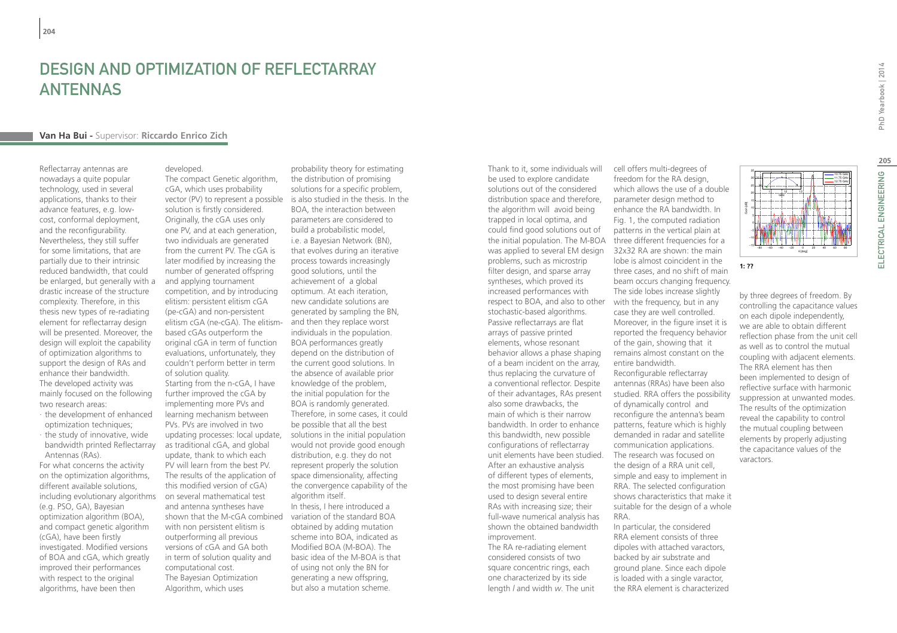# DESIGN AND OPTIMIZATION OF REFLECTARRAY ANTENNAS

**Van Ha Bui -** Supervisor: **Riccardo Enrico Zich**

Reflectarray antennas are nowadays a quite popular technology, used in several applications, thanks to their advance features, e.g. low-cost, conformal deployment, and the reconfigurability. Nevertheless, they still suffer for some limitations, that are partially due to their intrinsic reduced bandwidth, that could be enlarged, but generally with a drastic increase of the structure complexity. Therefore, in this thesis new types of re-radiating element for reflectarray design will be presented. Moreover, the design will exploit the capability of optimization algorithms to support the design of RAs and enhance their bandwidth.

The developed activity was mainly focused on the following two research areas:

- the development of enhanced optimization techniques;
- the study of innovative, wide bandwidth printed Reflectarray Antennas (RAs).

For what concerns the activity on the optimization algorithms, different available solutions, including evolutionary algorithms (e.g. PSO, GA), Bayesian optimization algorithm (BOA), and compact genetic algorithm (cGA), have been firstly investigated. Modified versions of BOA and cGA, which greatly improved their performances with respect to the original algorithms, have been then developed.

The compact Genetic algorithm, cGA, which uses probability vector (PV) to represent a possible solution is firstly considered. Originally, the cGA uses only one PV, and at each generation, two individuals are generated from the current PV. The cGA is later modified by increasing the number of generated offspring and applying tournament competition, and by introducing elitism: persistent elitism cGA (pe-cGA) and non-persistent elitism cGA (ne-cGA). The elitism-based cGAs outperform the original cGA in term of function evaluations, unfortunately, they couldn't perform better in term of solution quality.

Starting from the n-cGA, I have further improved the cGA by implementing more PVs and learning mechanism between PVs. PVs are involved in two updating processes: local update, as traditional cGA, and global update, thank to which each PV will learn from the best PV. The results of the application of this modified version of cGA) on several mathematical test and antenna syntheses have shown that the M-cGA combined with non persistent elitism is outperforming all previous versions of cGA and GA both in term of solution quality and computational cost.

The Bayesian Optimization Algorithm, which uses probability theory for estimating the distribution of promising solutions for a specific problem, is also studied in the thesis. In the BOA, the interaction between parameters are considered to build a probabilistic model, i.e. a Bayesian Network (BN), that evolves during an iterative process towards increasingly good solutions, until the achievement of a global optimum. At each iteration, new candidate solutions are generated by sampling the BN, and then they replace worst individuals in the population. BOA performances greatly depend on the distribution of the current good solutions. In the absence of available prior knowledge of the problem, the initial population for the BOA is randomly generated. Therefore, in some cases, it could be possible that all the best solutions in the initial population would not provide good enough distribution, e.g. they do not represent properly the solution space dimensionality, affecting the convergence capability of the algorithm itself.

In thesis, I here introduced a variation of the standard BOA obtained by adding mutation scheme into BOA, indicated as Modified BOA (M-BOA). The basic idea of the M-BOA is that of using not only the BN for generating a new offspring, but also a mutation scheme. Thank to it, some individuals will be used to explore candidate solutions out of the considered distribution space and therefore, the algorithm will avoid being trapped in local optima, and could find good solutions out of the initial population. The M-BOA was applied to several EM design problems, such as microstrip filter design, and sparse array syntheses, which proved its increased performances with respect to BOA, and also to other stochastic-based algorithms.

Passive reflectarrays are flat arrays of passive printed elements, whose resonant behavior allows a phase shaping of a beam incident on the array, thus replacing the curvature of a conventional reflector. Despite of their advantages, RAs present also some drawbacks, the main of which is their narrow bandwidth. In order to enhance this bandwidth, new possible configurations of reflectarray unit elements have been studied. After an exhaustive analysis of different types of elements, the most promising have been used to design several entire RAs with increasing size; their full-wave numerical analysis has shown the obtained bandwidth improvement.

The RA re-radiating element considered consists of two square concentric rings, each one characterized by its side length *l* and width *w*. The unit cell offers multi-degrees of freedom for the RA design, which allows the use of a double parameter design method to enhance the RA bandwidth. In Fig. 1, the computed radiation patterns in the vertical plain at three different frequencies for a 32x32 RA are shown: the main lobe is almost coincident in the three cases, and no shift of main beam occurs changing frequency. The side lobes increase slightly with the frequency, but in any case they are well controlled. Moreover, in the figure inset it is reported the frequency behavior of the gain, showing that it remains almost constant on the entire bandwidth.

Reconfigurable reflectarray antennas (RRAs) have been also studied. RRA offers the possibility of dynamically control and reconfigure the antenna's beam patterns, feature which is highly demanded in radar and satellite communication applications. The research was focused on the design of a RRA unit cell, simple and easy to implement in RRA. The selected configuration shows characteristics that make it suitable for the design of a whole RRA.

In particular, the considered RRA element consists of three dipoles with attached varactors, backed by air substrate and ground plane. Since each dipole is loaded with a single varactor, the RRA element is characterized by three degrees of freedom. By controlling the capacitance values on each dipole independently, we are able to obtain different reflection phase from the unit cell as well as to control the mutual coupling with adjacent elements. The RRA element has then been implemented to design of reflective surface with harmonic suppression at unwanted modes. The results of the optimization reveal the capability to control the mutual coupling between elements by properly adjusting the capacitance values of the varactors.

1: ??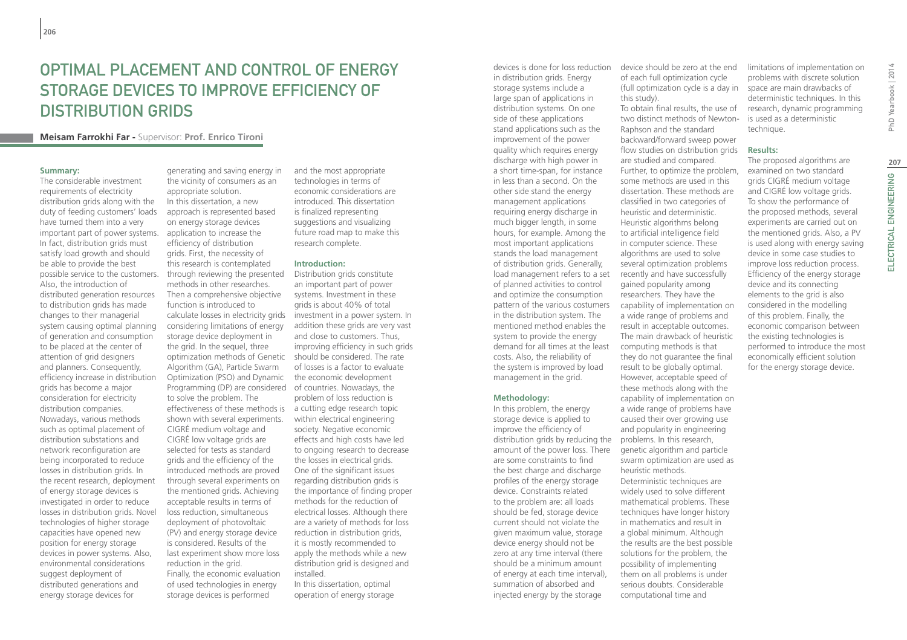# OPTIMAL PLACEMENT AND CONTROL OF ENERGY STORAGE DEVICES TO IMPROVE EFFICIENCY OF DISTRIBUTION GRIDS

**Meisam Farrokhi Far -** Supervisor: **Prof. Enrico Tironi**

### Summary:

The considerable investment requirements of electricity distribution grids along with the duty of feeding customers' loads have turned them into a very important part of power systems. In fact, distribution grids must satisfy load growth and should be able to provide the best possible service to the customers. Also, the introduction of distributed generation resources to distribution grids has made changes to their managerial system causing optimal planning of generation and consumption to be placed at the center of attention of grid designers and planners. Consequently, efficiency increase in distribution grids has become a major consideration for electricity distribution companies. Nowadays, various methods such as optimal placement of distribution substations and network reconfiguration are being incorporated to reduce losses in distribution grids. In the recent research, deployment of energy storage devices is investigated in order to reduce losses in distribution grids. Novel technologies of higher storage capacities have opened new position for energy storage devices in power systems. Also, environmental considerations suggest deployment of distributed generations and energy storage devices for generating and saving energy in the vicinity of consumers as an appropriate solution.

In this dissertation, a new approach is represented based on energy storage devices application to increase the efficiency of distribution grids. First, the necessity of this research is contemplated through reviewing the presented methods in other researches. Then a comprehensive objective function is introduced to calculate losses in electricity grids considering limitations of energy storage device deployment in the grid. In the sequel, three optimization methods of Genetic Algorithm (GA), Particle Swarm Optimization (PSO) and Dynamic Programming (DP) are considered to solve the problem. The effectiveness of these methods is shown with several experiments. CIGRÉ medium voltage and CIGRÉ low voltage grids are selected for tests as standard grids and the efficiency of the introduced methods are proved through several experiments on the mentioned grids. Achieving acceptable results in terms of loss reduction, simultaneous deployment of photovoltaic (PV) and energy storage device is considered. Results of the last experiment show more loss reduction in the grid.

Finally, the economic evaluation of used technologies in energy storage devices is performed and the most appropriate technologies in terms of economic considerations are introduced. This dissertation is finalized representing suggestions and visualizing future road map to make this research complete.

### Introduction:

Distribution grids constitute an important part of power systems. Investment in these grids is about 40% of total investment in a power system. In addition these grids are very vast and close to customers. Thus, improving efficiency in such grids should be considered. The rate of losses is a factor to evaluate the economic development of countries. Nowadays, the problem of loss reduction is a cutting edge research topic within electrical engineering society. Negative economic effects and high costs have led to ongoing research to decrease the losses in electrical grids. One of the significant issues regarding distribution grids is the importance of finding proper methods for the reduction of electrical losses. Although there are a variety of methods for loss reduction in distribution grids, it is mostly recommended to apply the methods while a new distribution grid is designed and installed.

In this dissertation, optimal operation of energy storage devices is done for loss reduction in distribution grids. Energy storage systems include a large span of applications in distribution systems. On one side of these applications stand applications such as the improvement of the power quality which requires energy discharge with high power in a short time-span, for instance in less than a second. On the other side stand the energy management applications requiring energy discharge in much bigger length, in some hours, for example. Among the most important applications stands the load management of distribution grids. Generally, load management refers to a set of planned activities to control and optimize the consumption pattern of the various costumers in the distribution system. The mentioned method enables the system to provide the energy demand for all times at the least costs. Also, the reliability of the system is improved by load management in the grid.

### Methodology:

In this problem, the energy storage device is applied to improve the efficiency of distribution grids by reducing the amount of the power loss. There are some constraints to find the best charge and discharge profiles of the energy storage device. Constraints related to the problem are: all loads should be fed, storage device current should not violate the given maximum value, storage device energy should not be zero at any time interval (there should be a minimum amount of energy at each time interval), summation of absorbed and injected energy by the storage device should be zero at the end of each full optimization cycle (full optimization cycle is a day in this study).

To obtain final results, the use of two distinct methods of Newton-Raphson and the standard backward/forward sweep power flow studies on distribution grids are studied and compared. Further, to optimize the problem, some methods are used in this dissertation. These methods are classified in two categories of heuristic and deterministic. Heuristic algorithms belong to artificial intelligence field in computer science. These algorithms are used to solve several optimization problems recently and have successfully gained popularity among researchers. They have the capability of implementation on a wide range of problems and result in acceptable outcomes. The main drawback of heuristic computing methods is that they do not guarantee the final result to be globally optimal. However, acceptable speed of these methods along with the capability of implementation on a wide range of problems have caused their over growing use and popularity in engineering problems. In this research, genetic algorithm and particle swarm optimization are used as heuristic methods.

Deterministic techniques are widely used to solve different mathematical problems. These techniques have longer history in mathematics and result in a global minimum. Although the results are the best possible solutions for the problem, the possibility of implementing them on all problems is under serious doubts. Considerable computational time and limitations of implementation on problems with discrete solution space are main drawbacks of deterministic techniques. In this research, dynamic programming is used as a deterministic technique.

### Results:

The proposed algorithms are examined on two standard grids CIGRÉ medium voltage and CIGRÉ low voltage grids. To show the performance of the proposed methods, several experiments are carried out on the mentioned grids. Also, a PV is used along with energy saving device in some case studies to improve loss reduction process. Efficiency of the energy storage device and its connecting elements to the grid is also considered in the modelling of this problem. Finally, the economic comparison between the existing technologies is performed to introduce the most economically efficient solution for the energy storage device.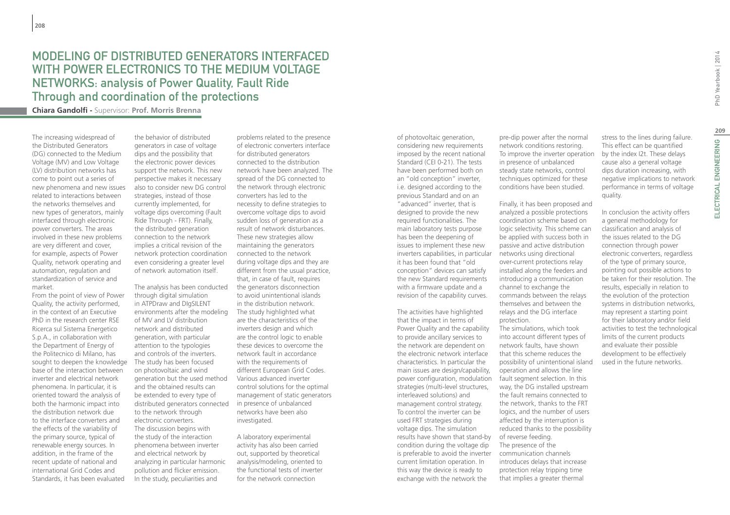# MODELING OF DISTRIBUTED GENERATORS INTERFACED WITH POWER ELECTRONICS TO THE MEDIUM VOLTAGE NETWORKS: analysis of Power Quality, Fault Ride Through and coordination of the protections

**Chiara Gandolfi -** Supervisor: **Prof. Morris Brenna**

The increasing widespread of the Distributed Generators (DG) connected to the Medium Voltage (MV) and Low Voltage (LV) distribution networks has come to point out a series of new phenomena and new issues related to interactions between the networks themselves and new types of generators, mainly interfaced through electronic power converters. The areas involved in these new problems are very different and cover, for example, aspects of Power Quality, network operating and automation, regulation and standardization of service and market.

From the point of view of Power Quality, the activity performed, in the context of an Executive PhD in the research center RSE Ricerca sul Sistema Energetico S.p.A., in collaboration with the Department of Energy of the Politecnico di Milano, has sought to deepen the knowledge base of the interaction between inverter and electrical network phenomena. In particular, it is oriented toward the analysis of both the harmonic impact into the distribution network due to the interface converters and the effects of the variability of the primary source, typical of renewable energy sources. In addition, in the frame of the recent update of national and international Grid Codes and Standards, it has been evaluated the behavior of distributed generators in case of voltage dips and the possibility that the electronic power devices support the network. This new perspective makes it necessary also to consider new DG control strategies, instead of those currently implemented, for voltage dips overcoming (Fault Ride Through - FRT). Finally, the distributed generation connection to the network implies a critical revision of the network protection coordination even considering a greater level of network automation itself.

The analysis has been conducted through digital simulation in ATPDraw and DIgSILENT environments after the modeling of MV and LV distribution network and distributed generation, with particular attention to the typologies and controls of the inverters. The study has been focused on photovoltaic and wind generation but the used method and the obtained results can be extended to every type of distributed generators connected to the network through electronic converters.

The discussion begins with the study of the interaction phenomena between inverter and electrical network by analyzing in particular harmonic pollution and flicker emission. In the study, peculiarities and problems related to the presence of electronic converters interface for distributed generators connected to the distribution network have been analyzed. The spread of the DG connected to the network through electronic converters has led to the necessity to define strategies to overcome voltage dips to avoid sudden loss of generation as a result of network disturbances. These new strategies allow maintaining the generators connected to the network during voltage dips and they are different from the usual practice, that, in case of fault, requires the generators disconnection to avoid unintentional islands in the distribution network. The study highlighted what are the characteristics of the inverters design and which are the control logic to enable these devices to overcome the network fault in accordance with the requirements of different European Grid Codes. Various advanced inverter control solutions for the optimal management of static generators in presence of unbalanced networks have been also investigated.

A laboratory experimental activity has also been carried out, supported by theoretical analysis/modeling, oriented to the functional tests of inverter for the network connection of photovoltaic generation, considering new requirements imposed by the recent national Standard (CEI 0-21). The tests have been performed both on an "old conception" inverter, i.e. designed according to the previous Standard and on an "advanced" inverter, that is designed to provide the new required functionalities. The main laboratory tests purpose has been the deepening of issues to implement these new inverters capabilities, in particular it has been found that "old conception" devices can satisfy the new Standard requirements with a firmware update and a revision of the capability curves.

The activities have highlighted that the impact in terms of Power Quality and the capability to provide ancillary services to the network are dependent on the electronic network interface characteristics. In particular the main issues are design/capability, power configuration, modulation strategies (multi-level structures, interleaved solutions) and management control strategy. To control the inverter can be used FRT strategies during voltage dips. The simulation results have shown that stand-by condition during the voltage dip is preferable to avoid the inverter current limitation operation. In this way the device is ready to exchange with the network the pre-dip power after the normal network conditions restoring. To improve the inverter operation in presence of unbalanced steady state networks, control techniques optimized for these conditions have been studied.

Finally, it has been proposed and analyzed a possible protections coordination scheme based on logic selectivity. This scheme can be applied with success both in passive and active distribution networks using directional over-current protections relay installed along the feeders and introducing a communication channel to exchange the commands between the relays themselves and between the relays and the DG interface protection.

The simulations, which took into account different types of network faults, have shown that this scheme reduces the possibility of unintentional island operation and allows the line fault segment selection. In this way, the DG installed upstream the fault remains connected to the network, thanks to the FRT logics, and the number of users affected by the interruption is reduced thanks to the possibility of reverse feeding.

The presence of the communication channels introduces delays that increase protection relay tripping time that implies a greater thermal stress to the lines during failure. This effect can be quantified by the index I2t. These delays cause also a general voltage dips duration increasing, with negative implications to network performance in terms of voltage quality.

In conclusion the activity offers a general methodology for classification and analysis of the issues related to the DG connection through power electronic converters, regardless of the type of primary source, pointing out possible actions to be taken for their resolution. The results, especially in relation to the evolution of the protection systems in distribution networks, may represent a starting point for their laboratory and/or field activities to test the technological limits of the current products and evaluate their possible development to be effectively used in the future networks.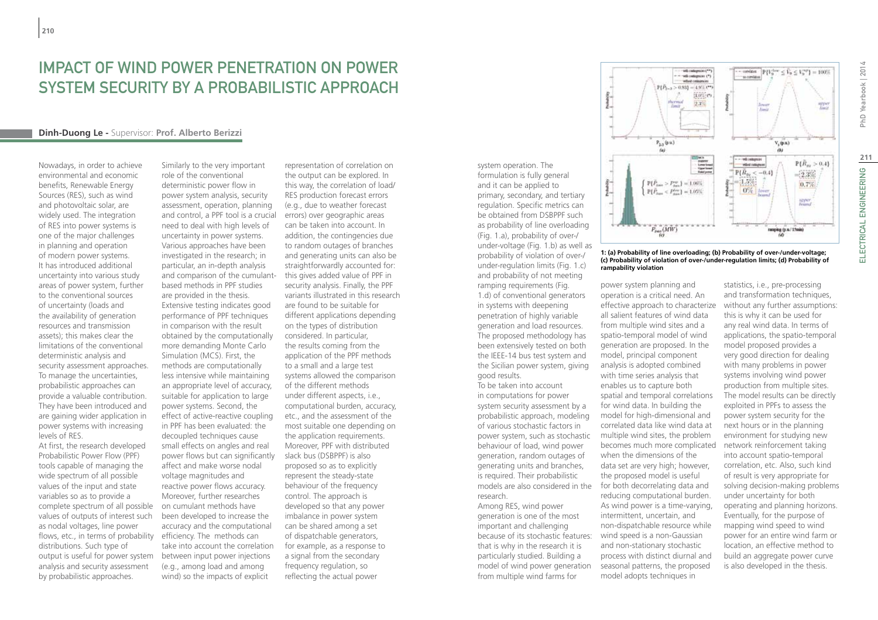# IMPACT OF WIND POWER PENETRATION ON POWER SYSTEM SECURITY BY A PROBABILISTIC APPROACH

**Dinh-Duong Le** - Supervisor: **Prof. Alberto Berizzi**

Nowadays, in order to achieve environmental and economic benefits, Renewable Energy Sources (RES), such as wind and photovoltaic solar, are widely used. The integration of RES into power systems is one of the major challenges in planning and operation of modern power systems. It has introduced additional uncertainty into various study areas of power system, further to the conventional sources of uncertainty (loads and the availability of generation resources and transmission assets); this makes clear the limitations of the conventional deterministic analysis and security assessment approaches. To manage the uncertainties, probabilistic approaches can provide a valuable contribution. They have been introduced and are gaining wider application in power systems with increasing levels of RES.

At first, the research developed Probabilistic Power Flow (PPF) tools capable of managing the wide spectrum of all possible values of the input and state variables so as to provide a complete spectrum of all possible values of outputs of interest such as nodal voltages, line power flows, etc., in terms of probability distributions. Such type of output is useful for power system analysis and security assessment by probabilistic approaches.

Similarly to the very important role of the conventional deterministic power flow in power system analysis, security assessment, operation, planning and control, a PPF tool is a crucial need to deal with high levels of uncertainty in power systems. Various approaches have been investigated in the research; in particular, an in-depth analysis and comparison of the cumulant-based methods in PPF studies are provided in the thesis. Extensive testing indicates good performance of PPF techniques in comparison with the result obtained by the computationally more demanding Monte Carlo Simulation (MCS). First, the methods are computationally less intensive while maintaining an appropriate level of accuracy, suitable for application to large power systems. Second, the effect of active-reactive coupling in PPF has been evaluated: the decoupled techniques cause small effects on angles and real power flows but can significantly affect and make worse nodal voltage magnitudes and reactive power flows accuracy. Moreover, further researches on cumulant methods have been developed to increase the accuracy and the computational efficiency. The methods can take into account the correlation between input power injections (e.g., among load and among wind) so the impacts of explicit representation of correlation on the output can be explored. In this way, the correlation of load/RES production forecast errors (e.g., due to weather forecast errors) over geographic areas can be taken into account. In addition, the contingencies due to random outages of branches and generating units can also be straightforwardly accounted for: this gives added value of PPF in security analysis. Finally, the PPF variants illustrated in this research are found to be suitable for different applications depending on the types of distribution considered. In particular, the results coming from the application of the PPF methods to a small and a large test systems allowed the comparison of the different methods under different aspects, i.e., computational burden, accuracy, etc., and the assessment of the most suitable one depending on the application requirements. Moreover, PPF with distributed slack bus (DSBPPF) is also proposed so as to explicitly represent the steady-state behaviour of the frequency control. The approach is developed so that any power imbalance in power system can be shared among a set of dispatchable generators, for example, as a response to a signal from the secondary frequency regulation, so reflecting the actual power system operation. The formulation is fully general and it can be applied to primary, secondary, and tertiary regulation. Specific metrics can be obtained from DSBPPF such as probability of line overloading (Fig. 1.a), probability of over-/under-voltage (Fig. 1.b) as well as probability of violation of over-/under-regulation limits (Fig. 1.c) and probability of not meeting ramping requirements (Fig. 1.d) of conventional generators in systems with deepening penetration of highly variable generation and load resources. The proposed methodology has been extensively tested on both the IEEE-14 bus test system and the Sicilian power system, giving good results.

To be taken into account in computations for power system security assessment by a probabilistic approach, modeling of various stochastic factors in power system, such as stochastic behaviour of load, wind power generation, random outages of generating units and branches, is required. Their probabilistic models are also considered in the research.

Among RES, wind power generation is one of the most important and challenging because of its stochastic features: that is why in the research it is particularly studied. Building a model of wind power generation from multiple wind farms for power system planning and operation is a critical need. An effective approach to characterize all salient features of wind data from multiple wind sites and a spatio-temporal model of wind generation are proposed. In the model, principal component analysis is adopted combined with time series analysis that enables us to capture both spatial and temporal correlations for wind data. In building the model for high-dimensional and correlated data like wind data at multiple wind sites, the problem becomes much more complicated when the dimensions of the data set are very high; however, the proposed model is useful for both decorrelating data and reducing computational burden. As wind power is a time-varying, intermittent, uncertain, and non-dispatchable resource while wind speed is a non-Gaussian and non-stationary stochastic process with distinct diurnal and seasonal patterns, the proposed model adopts techniques in statistics, i.e., pre-processing and transformation techniques, without any further assumptions: this is why it can be used for any real wind data. In terms of applications, the spatio-temporal model proposed provides a very good direction for dealing with many problems in power systems involving wind power production from multiple sites. The model results can be directly exploited in PPFs to assess the power system security for the next hours or in the planning environment for studying new network reinforcement taking into account spatio-temporal correlation, etc. Also, such kind of result is very appropriate for solving decision-making problems under uncertainty for both operating and planning horizons. Eventually, for the purpose of mapping wind speed to wind power for an entire wind farm or location, an effective method to build an aggregate power curve is also developed in the thesis.

**1: (a) Probability of line overloading; (b) Probability of over-/under-voltage; (c) Probability of violation of over-/under-regulation limits; (d) Probability of rampability violation**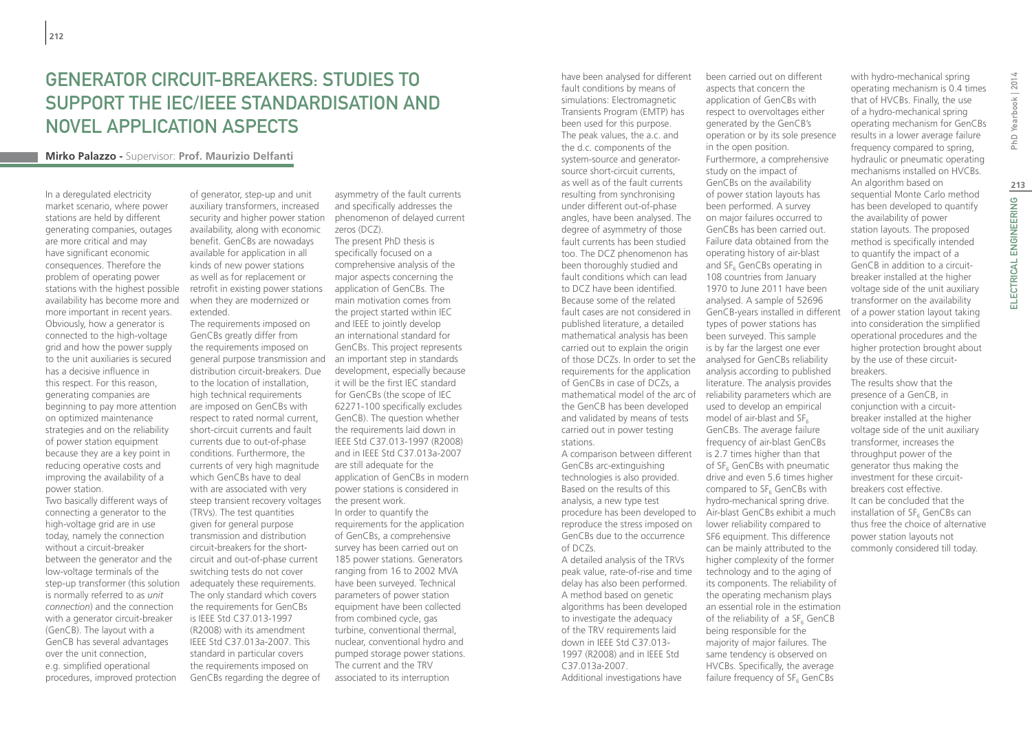# Generator Circuit-Breakers: Studies to Support the IEC/IEEE Standardisation and Novel Application Aspects

**Mirko Palazzo** - Supervisor: **Prof. Maurizio Delfanti**

In a deregulated electricity market scenario, where power stations are held by different generating companies, outages are more critical and may have significant economic consequences. Therefore the problem of operating power stations with the highest possible availability has become more and more important in recent years. Obviously, how a generator is connected to the high-voltage grid and how the power supply to the unit auxiliaries is secured has a decisive influence in this respect. For this reason, generating companies are beginning to pay more attention on optimized maintenance strategies and on the reliability of power station equipment because they are a key point in reducing operative costs and improving the availability of a power station.

Two basically different ways of connecting a generator to the high-voltage grid are in use today, namely the connection without a circuit-breaker between the generator and the low-voltage terminals of the step-up transformer (this solution is normally referred to as *unit connection*) and the connection with a generator circuit-breaker (GenCB). The layout with a GenCB has several advantages over the unit connection, e.g. simplified operational procedures, improved protection of generator, step-up and unit auxiliary transformers, increased security and higher power station availability, along with economic benefit. GenCBs are nowadays available for application in all kinds of new power stations as well as for replacement or retrofit in existing power stations when they are modernized or extended.

The requirements imposed on GenCBs greatly differ from the requirements imposed on general purpose transmission and distribution circuit-breakers. Due to the location of installation, high technical requirements are imposed on GenCBs with respect to rated normal current, short-circuit currents and fault currents due to out-of-phase conditions. Furthermore, the currents of very high magnitude which GenCBs have to deal with are associated with very steep transient recovery voltages (TRVs). The test quantities given for general purpose transmission and distribution circuit-breakers for the short-circuit and out-of-phase current switching tests do not cover adequately these requirements. The only standard which covers the requirements for GenCBs is IEEE Std C37.013-1997 (R2008) with its amendment IEEE Std C37.013a-2007. This standard in particular covers the requirements imposed on GenCBs regarding the degree of asymmetry of the fault currents and specifically addresses the phenomenon of delayed current zeros (DCZ).

The present PhD thesis is specifically focused on a comprehensive analysis of the major aspects concerning the application of GenCBs. The main motivation comes from the project started within IEC and IEEE to jointly develop an international standard for GenCBs. This project represents an important step in standards development, especially because it will be the first IEC standard for GenCBs (the scope of IEC 62271-100 specifically excludes GenCB). The question whether the requirements laid down in IEEE Std C37.013-1997 (R2008) and in IEEE Std C37.013a-2007 are still adequate for the application of GenCBs in modern power stations is considered in the present work.

In order to quantify the requirements for the application of GenCBs, a comprehensive survey has been carried out on 185 power stations. Generators ranging from 16 to 2002 MVA have been surveyed. Technical parameters of power station equipment have been collected from combined cycle, gas turbine, conventional thermal, nuclear, conventional hydro and pumped storage power stations. The current and the TRV associated to its interruption have been analysed for different fault conditions by means of simulations: Electromagnetic Transients Program (EMTP) has been used for this purpose. The peak values, the a.c. and the d.c. components of the system-source and generator-source short-circuit currents, as well as of the fault currents resulting from synchronising under different out-of-phase angles, have been analysed. The degree of asymmetry of those fault currents has been studied too. The DCZ phenomenon has been thoroughly studied and fault conditions which can lead to DCZ have been identified. Because some of the related fault cases are not considered in published literature, a detailed mathematical analysis has been carried out to explain the origin of those DCZs. In order to set the requirements for the application of GenCBs in case of DCZs, a mathematical model of the arc of the GenCB has been developed and validated by means of tests carried out in power testing stations.

A comparison between different GenCBs arc-extinguishing technologies is also provided. Based on the results of this analysis, a new type test procedure has been developed to reproduce the stress imposed on GenCBs due to the occurrence of DCZs.

A detailed analysis of the TRVs peak value, rate-of-rise and time delay has also been performed. A method based on genetic algorithms has been developed to investigate the adequacy of the TRV requirements laid down in IEEE Std C37.013-1997 (R2008) and in IEEE Std C37.013a-2007.

Additional investigations have been carried out on different aspects that concern the application of GenCBs with respect to overvoltages either generated by the GenCB's operation or by its sole presence in the open position.

Furthermore, a comprehensive study on the impact of GenCBs on the availability of power station layouts has been performed. A survey on major failures occurred to GenCBs has been carried out. Failure data obtained from the operating history of air-blast and $SF_6$ GenCBs operating in 108 countries from January 1970 to June 2011 have been analysed. A sample of 52696 GenCB-years installed in different types of power stations has been surveyed. This sample is by far the largest one ever analysed for GenCBs reliability analysis according to published literature. The analysis provides reliability parameters which are used to develop an empirical model of air-blast and $SF_6$ GenCBs. The average failure frequency of air-blast GenCBs is 2.7 times higher than that of $SF_6$ GenCBs with pneumatic drive and even 5.6 times higher compared to $SF_6$ GenCBs with hydro-mechanical spring drive. Air-blast GenCBs exhibit a much lower reliability compared to SF6 equipment. This difference can be mainly attributed to the higher complexity of the former technology and to the aging of its components. The reliability of the operating mechanism plays an essential role in the estimation of the reliability of a $SF_6$ GenCB being responsible for the majority of major failures. The same tendency is observed on HVCBs. Specifically, the average failure frequency of $SF_6$ GenCBs with hydro-mechanical spring operating mechanism is 0.4 times that of HVCBs. Finally, the use of a hydro-mechanical spring operating mechanism for GenCBs results in a lower average failure frequency compared to spring, hydraulic or pneumatic operating mechanisms installed on HVCBs.

An algorithm based on sequential Monte Carlo method has been developed to quantify the availability of power station layouts. The proposed method is specifically intended to quantify the impact of a GenCB in addition to a circuit-breaker installed at the higher voltage side of the unit auxiliary transformer on the availability of a power station layout taking into consideration the simplified operational procedures and the higher protection brought about by the use of these circuit-breakers.

The results show that the presence of a GenCB, in conjunction with a circuit-breaker installed at the higher voltage side of the unit auxiliary transformer, increases the throughput power of the generator thus making the investment for these circuit-breakers cost effective.

It can be concluded that the installation of $SF_6$ GenCBs can thus free the choice of alternative power station layouts not commonly considered till today.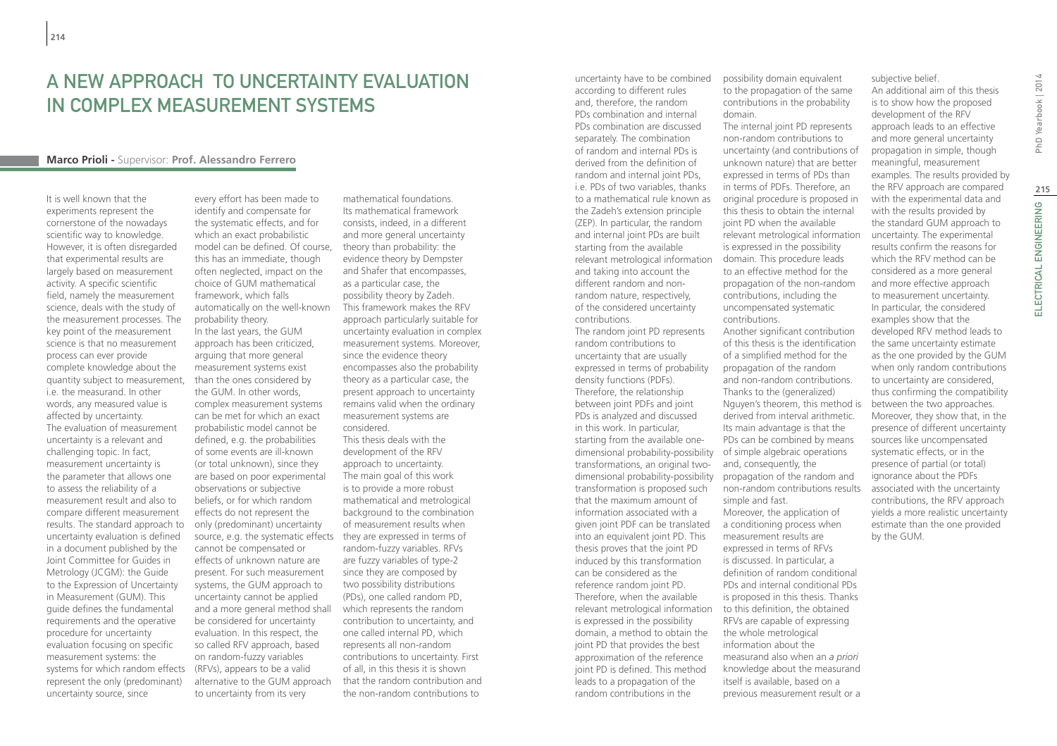# A New Approach to Uncertainty Evaluation in Complex Measurement Systems

**Marco Prioli** - Supervisor: **Prof. Alessandro Ferrero**

It is well known that the experiments represent the cornerstone of the nowadays scientific way to knowledge. However, it is often disregarded that experimental results are largely based on measurement activity. A specific scientific field, namely the measurement science, deals with the study of the measurement processes. The key point of the measurement science is that no measurement process can ever provide complete knowledge about the quantity subject to measurement, i.e. the measurand. In other words, any measured value is affected by uncertainty.

The evaluation of measurement uncertainty is a relevant and challenging topic. In fact, measurement uncertainty is the parameter that allows one to assess the reliability of a measurement result and also to compare different measurement results. The standard approach to uncertainty evaluation is defined in a document published by the Joint Committee for Guides in Metrology (JCGM): the Guide to the Expression of Uncertainty in Measurement (GUM). This guide defines the fundamental requirements and the operative procedure for uncertainty evaluation focusing on specific measurement systems: the systems for which random effects represent the only (predominant) uncertainty source, since every effort has been made to identify and compensate for the systematic effects, and for which an exact probabilistic model can be defined. Of course, this has an immediate, though often neglected, impact on the choice of GUM mathematical framework, which falls automatically on the well-known probability theory.

In the last years, the GUM approach has been criticized, arguing that more general measurement systems exist than the ones considered by the GUM. In other words, complex measurement systems can be met for which an exact probabilistic model cannot be defined, e.g. the probabilities of some events are ill-known (or total unknown), since they are based on poor experimental observations or subjective beliefs, or for which random effects do not represent the only (predominant) uncertainty source, e.g. the systematic effects cannot be compensated or effects of unknown nature are present. For such measurement systems, the GUM approach to uncertainty cannot be applied and a more general method shall be considered for uncertainty evaluation. In this respect, the so called RFV approach, based on random-fuzzy variables (RFVs), appears to be a valid alternative to the GUM approach to uncertainty from its very mathematical foundations. Its mathematical framework consists, indeed, in a different and more general uncertainty theory than probability: the evidence theory by Dempster and Shafer that encompasses, as a particular case, the possibility theory by Zadeh. This framework makes the RFV approach particularly suitable for uncertainty evaluation in complex measurement systems. Moreover, since the evidence theory encompasses also the probability theory as a particular case, the present approach to uncertainty remains valid when the ordinary measurement systems are considered.

This thesis deals with the development of the RFV approach to uncertainty. The main goal of this work is to provide a more robust mathematical and metrological background to the combination of measurement results when they are expressed in terms of random-fuzzy variables. RFVs are fuzzy variables of type-2 since they are composed by two possibility distributions (PDs), one called random PD, which represents the random contribution to uncertainty, and one called internal PD, which represents all non-random contributions to uncertainty. First of all, in this thesis it is shown that the random contribution and the non-random contributions to uncertainty have to be combined according to different rules and, therefore, the random PDs combination and internal PDs combination are discussed separately. The combination of random and internal PDs is derived from the definition of random and internal joint PDs, i.e. PDs of two variables, thanks to a mathematical rule known as the Zadeh's extension principle (ZEP). In particular, the random and internal joint PDs are built starting from the available relevant metrological information and taking into account the different random and non-random nature, respectively, of the considered uncertainty contributions.

The random joint PD represents random contributions to uncertainty that are usually expressed in terms of probability density functions (PDFs). Therefore, the relationship between joint PDFs and joint PDs is analyzed and discussed in this work. In particular, starting from the available one-dimensional probability-possibility transformations, an original two-dimensional probability-possibility transformation is proposed such that the maximum amount of information associated with a given joint PDF can be translated into an equivalent joint PD. This thesis proves that the joint PD induced by this transformation can be considered as the reference random joint PD. Therefore, when the available relevant metrological information is expressed in the possibility domain, a method to obtain the joint PD that provides the best approximation of the reference joint PD is defined. This method leads to a propagation of the random contributions in the possibility domain equivalent to the propagation of the same contributions in the probability domain.

The internal joint PD represents non-random contributions to uncertainty (and contributions of unknown nature) that are better expressed in terms of PDs than in terms of PDFs. Therefore, an original procedure is proposed in this thesis to obtain the internal joint PD when the available relevant metrological information is expressed in the possibility domain. This procedure leads to an effective method for the propagation of the non-random contributions, including the uncompensated systematic contributions.

Another significant contribution of this thesis is the identification of a simplified method for the propagation of the random and non-random contributions. Thanks to the (generalized) Nguyen's theorem, this method is derived from interval arithmetic. Its main advantage is that the PDs can be combined by means of simple algebraic operations and, consequently, the propagation of the random and non-random contributions results simple and fast.

Moreover, the application of a conditioning process when measurement results are expressed in terms of RFVs is discussed. In particular, a definition of random conditional PDs and internal conditional PDs is proposed in this thesis. Thanks to this definition, the obtained RFVs are capable of expressing the whole metrological information about the measurand also when an *a priori* knowledge about the measurand itself is available, based on a previous measurement result or a subjective belief.

An additional aim of this thesis is to show how the proposed development of the RFV approach leads to an effective and more general uncertainty propagation in simple, though meaningful, examples. The results provided by the RFV approach are compared with the experimental data and with the results provided by the standard GUM approach to uncertainty. The experimental results confirm the reasons for which the RFV method can be considered as a more general and more effective approach to measurement uncertainty. In particular, the considered examples show that the developed RFV method leads to the same uncertainty estimate as the one provided by the GUM when only random contributions to uncertainty are considered, thus confirming the compatibility between the two approaches. Moreover, they show that, in the presence of different uncertainty sources like uncompensated systematic effects, or in the presence of partial (or total) ignorance about the PDFs associated with the uncertainty contributions, the RFV approach yields a more realistic uncertainty estimate than the one provided by the GUM.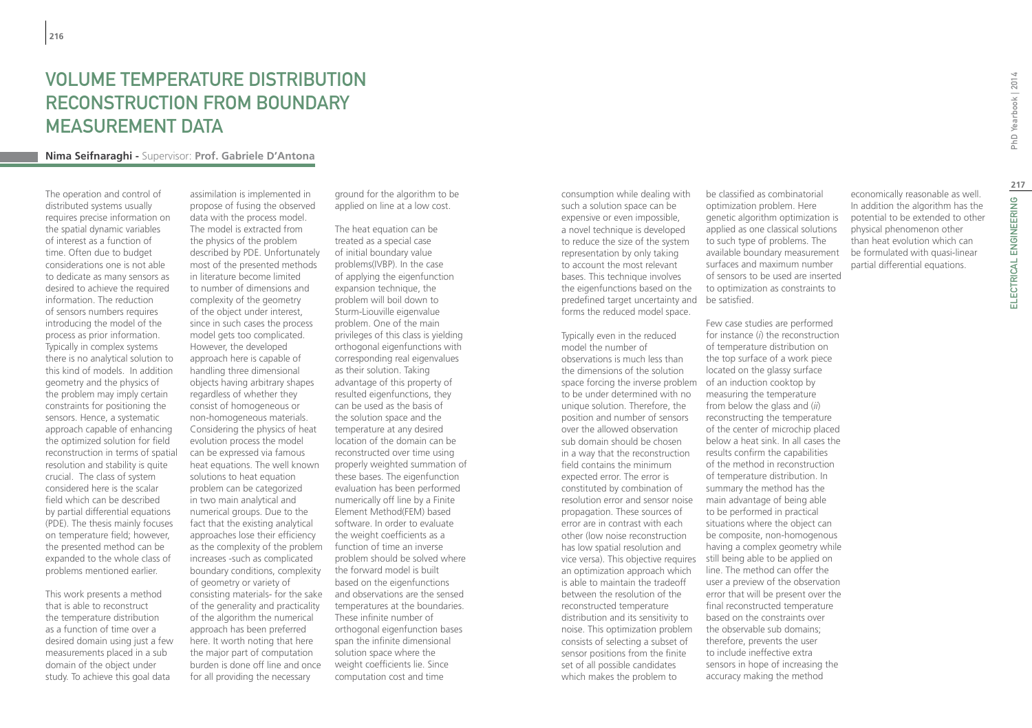# VOLUME TEMPERATURE DISTRIBUTION RECONSTRUCTION FROM BOUNDARY MEASUREMENT DATA

**Nima Seifnaraghi -** Supervisor: **Prof. Gabriele D'Antona**

The operation and control of distributed systems usually requires precise information on the spatial dynamic variables of interest as a function of time. Often due to budget considerations one is not able to dedicate as many sensors as desired to achieve the required information. The reduction of sensors numbers requires introducing the model of the process as prior information. Typically in complex systems there is no analytical solution to this kind of models. In addition geometry and the physics of the problem may imply certain constraints for positioning the sensors. Hence, a systematic approach capable of enhancing the optimized solution for field reconstruction in terms of spatial resolution and stability is quite crucial. The class of system considered here is the scalar field which can be described by partial differential equations (PDE). The thesis mainly focuses on temperature field; however, the presented method can be expanded to the whole class of problems mentioned earlier.

This work presents a method that is able to reconstruct the temperature distribution as a function of time over a desired domain using just a few measurements placed in a sub domain of the object under study. To achieve this goal data assimilation is implemented in propose of fusing the observed data with the process model. The model is extracted from the physics of the problem described by PDE. Unfortunately most of the presented methods in literature become limited to number of dimensions and complexity of the geometry of the object under interest, since in such cases the process model gets too complicated. However, the developed approach here is capable of handling three dimensional objects having arbitrary shapes regardless of whether they consist of homogeneous or non-homogeneous materials. Considering the physics of heat evolution process the model can be expressed via famous heat equations. The well known solutions to heat equation problem can be categorized in two main analytical and numerical groups. Due to the fact that the existing analytical approaches lose their efficiency as the complexity of the problem increases -such as complicated boundary conditions, complexity of geometry or variety of consisting materials- for the sake of the generality and practicality of the algorithm the numerical approach has been preferred here. It worth noting that here the major part of computation burden is done off line and once for all providing the necessary ground for the algorithm to be applied on line at a low cost.

The heat equation can be treated as a special case of initial boundary value problems(IVBP). In the case of applying the eigenfunction expansion technique, the problem will boil down to Sturm-Liouville eigenvalue problem. One of the main privileges of this class is yielding orthogonal eigenfunctions with corresponding real eigenvalues as their solution. Taking advantage of this property of resulted eigenfunctions, they can be used as the basis of the solution space and the temperature at any desired location of the domain can be reconstructed over time using properly weighted summation of these bases. The eigenfunction evaluation has been performed numerically off line by a Finite Element Method(FEM) based software. In order to evaluate the weight coefficients as a function of time an inverse problem should be solved where the forward model is built based on the eigenfunctions and observations are the sensed temperatures at the boundaries. These infinite number of orthogonal eigenfunction bases span the infinite dimensional solution space where the weight coefficients lie. Since computation cost and time consumption while dealing with such a solution space can be expensive or even impossible, a novel technique is developed to reduce the size of the system representation by only taking to account the most relevant bases. This technique involves the eigenfunctions based on the predefined target uncertainty and forms the reduced model space.

Typically even in the reduced model the number of observations is much less than the dimensions of the solution space forcing the inverse problem to be under determined with no unique solution. Therefore, the position and number of sensors over the allowed observation sub domain should be chosen in a way that the reconstruction field contains the minimum expected error. The error is constituted by combination of resolution error and sensor noise propagation. These sources of error are in contrast with each other (low noise reconstruction has low spatial resolution and vice versa). This objective requires an optimization approach which is able to maintain the tradeoff between the resolution of the reconstructed temperature distribution and its sensitivity to noise. This optimization problem consists of selecting a subset of sensor positions from the finite set of all possible candidates which makes the problem to be classified as combinatorial optimization problem. Here genetic algorithm optimization is applied as one classical solutions to such type of problems. The available boundary measurement surfaces and maximum number of sensors to be used are inserted to optimization as constraints to be satisfied.

Few case studies are performed for instance (*i*) the reconstruction of temperature distribution on the top surface of a work piece located on the glassy surface of an induction cooktop by measuring the temperature from below the glass and (*ii*) reconstructing the temperature of the center of microchip placed below a heat sink. In all cases the results confirm the capabilities of the method in reconstruction of temperature distribution. In summary the method has the main advantage of being able to be performed in practical situations where the object can be composite, non-homogenous having a complex geometry while still being able to be applied on line. The method can offer the user a preview of the observation error that will be present over the final reconstructed temperature based on the constraints over the observable sub domains; therefore, prevents the user to include ineffective extra sensors in hope of increasing the accuracy making the method economically reasonable as well. In addition the algorithm has the potential to be extended to other physical phenomenon other than heat evolution which can be formulated with quasi-linear partial differential equations.